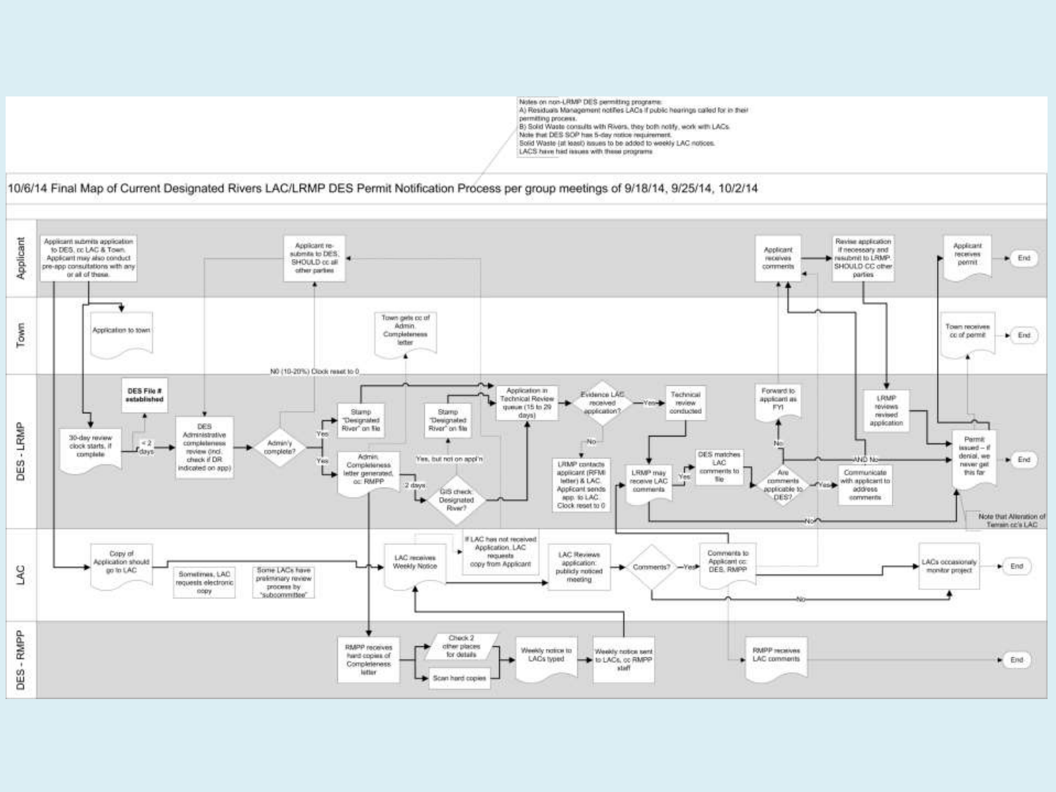Notes on non-LRMP DES permitting programs:
A) Residuals Management notifies LACs if public hearings called for in their permitting process.
B) Solid Waste consults with Rivers, they both notify, work with LACs.
Note that DES SOP has 5-day notice requirement.
Solid Waste (at least) issues to be added to weekly LAC notices.
LACS have had issues with these programs

# 10/6/14 Final Map of Current Designated Rivers LAC/LRMP DES Permit Notification Process per group meetings of 9/18/14, 9/25/14, 10/2/14

**Applicant**

- Applicant submits application to DES, cc LAC & Town. Applicant may also conduct pre-app consultations with any or all of these.
- Applicant re-submits to DES, SHOULD cc all other parties
- Applicant receives comments
- Revise application if necessary and resubmit to LRMP. SHOULD CC other parties
- Applicant receives permit → End

**Town**

- Application to town
- Town gets cc of Admin. Completeness letter
- Town receives cc of permit → End

**DES - LRMP**

- 30-day review clock starts, if complete
- < 2 days
- DES File # established
- DES Administrative completeness review (incl. check if DR indicated on app)
- Admin'y complete?
  - NO (10-20%) Clock reset to 0
  - Yes → Stamp "Designated River" on file
  - Yes → Admin. Completeness letter generated, cc: RMPP
- 2 days
- GIS check: Designated River?
  - Yes, but not on appl'n → Stamp "Designated River" on file
- Application in Technical Review queue (15 to 29 days)
- Evidence LAC received application?
  - Yes → Technical review conducted
  - No → LRMP contacts applicant (RFMI letter) & LAC. Applicant sends app. to LAC. Clock reset to 0
- LRMP may receive LAC comments
- Yes → DES matches LAC comments to file
- Are comments applicable to DES?
  - No → Forward to applicant as FYI
  - Yes → Communicate with applicant to address comments
  - AND No
- LRMP reviews revised application
- Permit issued – if denial, we never get this far → End
- Note that Alteration of Terrain cc's LAC

**LAC**

- Copy of Application should go to LAC
- Sometimes, LAC requests electronic copy
- Some LACs have preliminary review process by "subcommittee"
- LAC receives Weekly Notice
- If LAC has not received Application, LAC requests copy from Applicant
- LAC Reviews application: publicly noticed meeting
- Comments?
  - Yes → Comments to Applicant cc DES, RMPP
  - No
- LACs occasionally monitor project → End

**DES - RMPP**

- RMPP receives hard copies of Completeness letter
- Check 2 other places for details
- Scan hard copies
- Weekly notice to LACs typed
- Weekly notice sent to LACs, cc RMPP staff
- RMPP receives LAC comments → End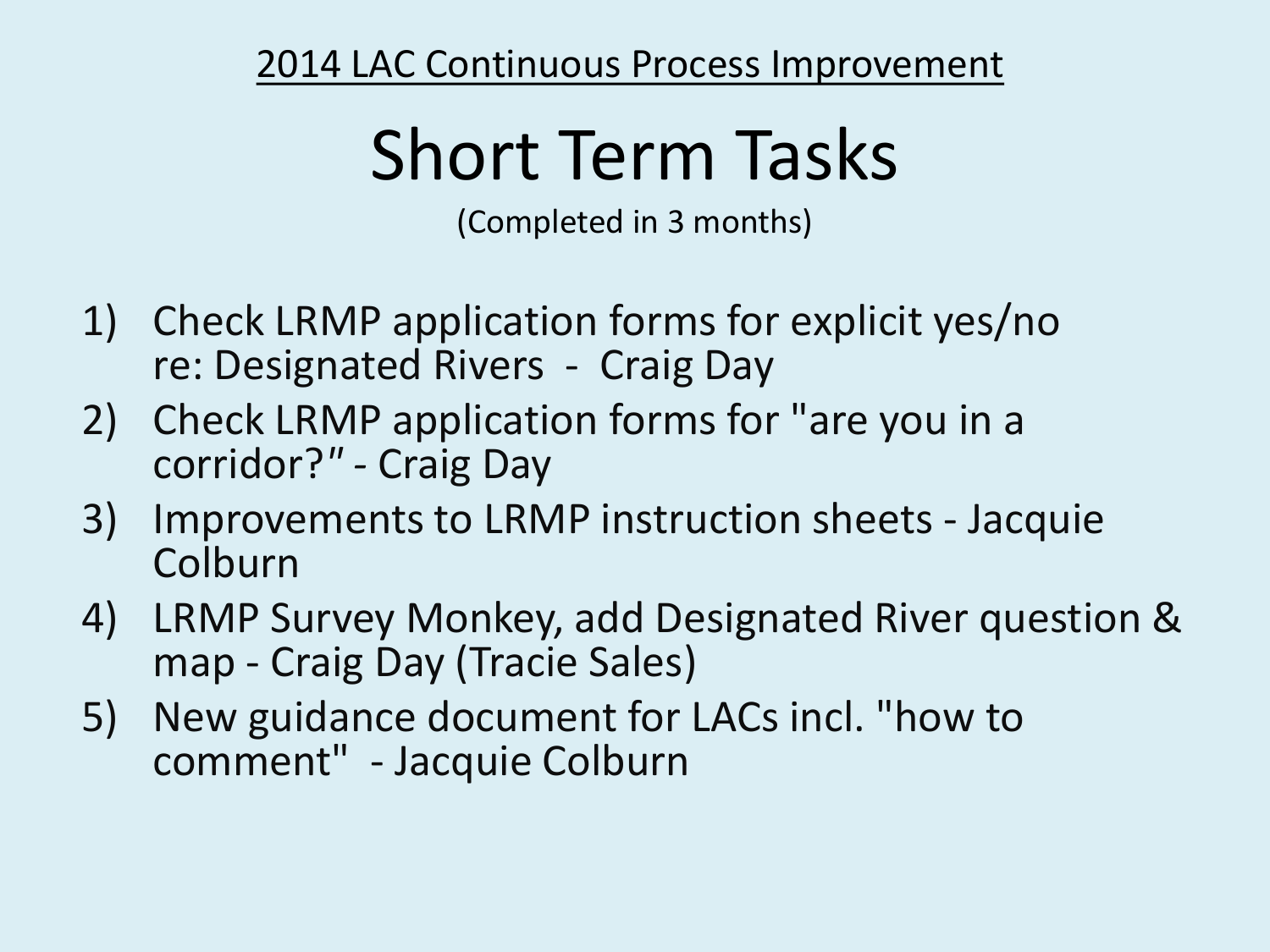2014 LAC Continuous Process Improvement

# Short Term Tasks

(Completed in 3 months)

1) Check LRMP application forms for explicit yes/no re: Designated Rivers - Craig Day
2) Check LRMP application forms for "are you in a corridor?" - Craig Day
3) Improvements to LRMP instruction sheets - Jacquie Colburn
4) LRMP Survey Monkey, add Designated River question & map - Craig Day (Tracie Sales)
5) New guidance document for LACs incl. "how to comment" - Jacquie Colburn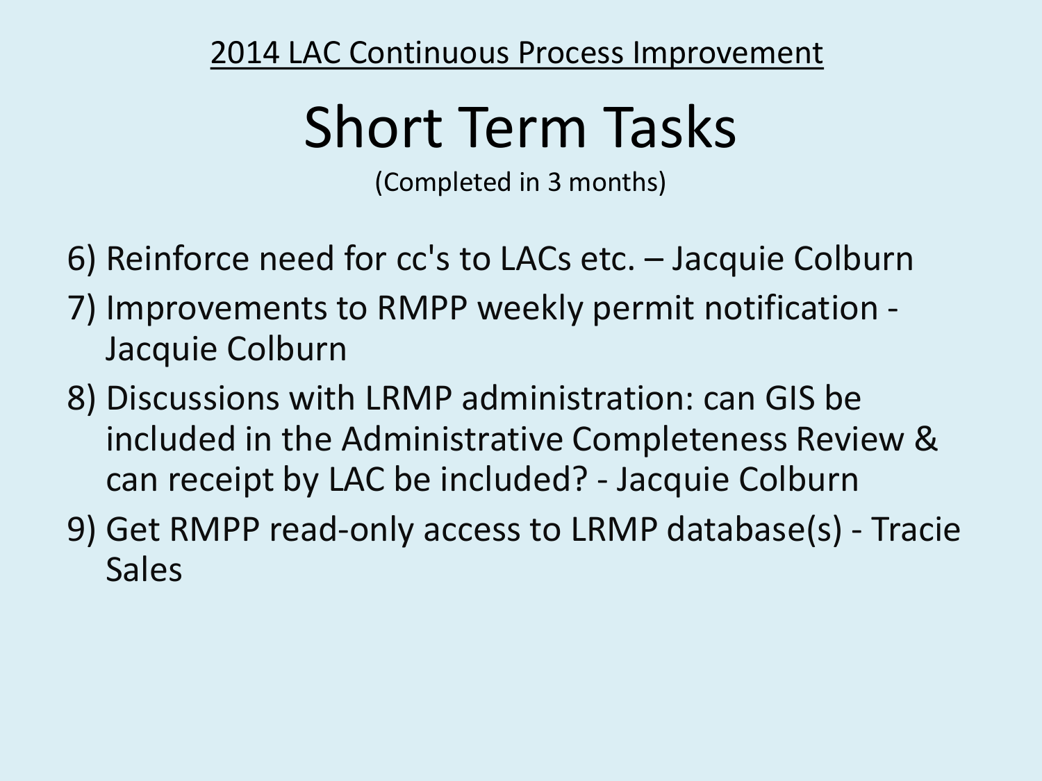2014 LAC Continuous Process Improvement

# Short Term Tasks

(Completed in 3 months)

6) Reinforce need for cc's to LACs etc. – Jacquie Colburn
7) Improvements to RMPP weekly permit notification - Jacquie Colburn
8) Discussions with LRMP administration: can GIS be included in the Administrative Completeness Review & can receipt by LAC be included? - Jacquie Colburn
9) Get RMPP read-only access to LRMP database(s) - Tracie Sales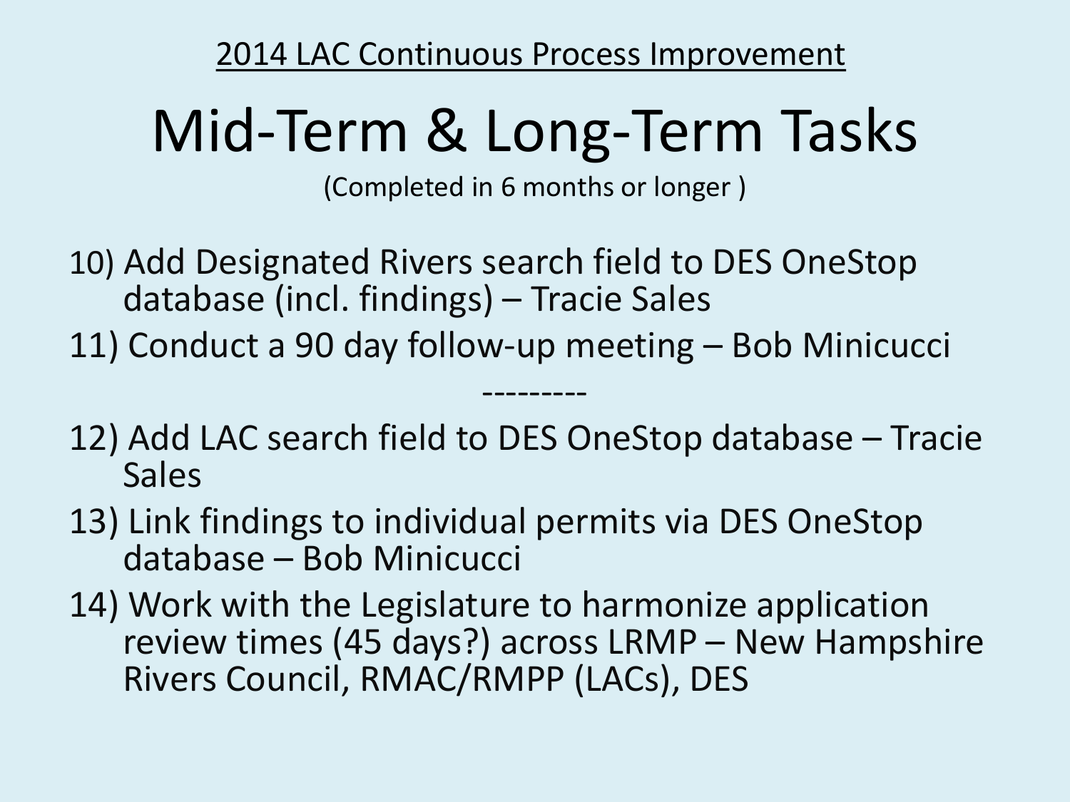2014 LAC Continuous Process Improvement

# Mid-Term & Long-Term Tasks

(Completed in 6 months or longer )

10) Add Designated Rivers search field to DES OneStop database (incl. findings) – Tracie Sales
11) Conduct a 90 day follow-up meeting – Bob Minicucci

---------

12) Add LAC search field to DES OneStop database – Tracie Sales
13) Link findings to individual permits via DES OneStop database – Bob Minicucci
14) Work with the Legislature to harmonize application review times (45 days?) across LRMP – New Hampshire Rivers Council, RMAC/RMPP (LACs), DES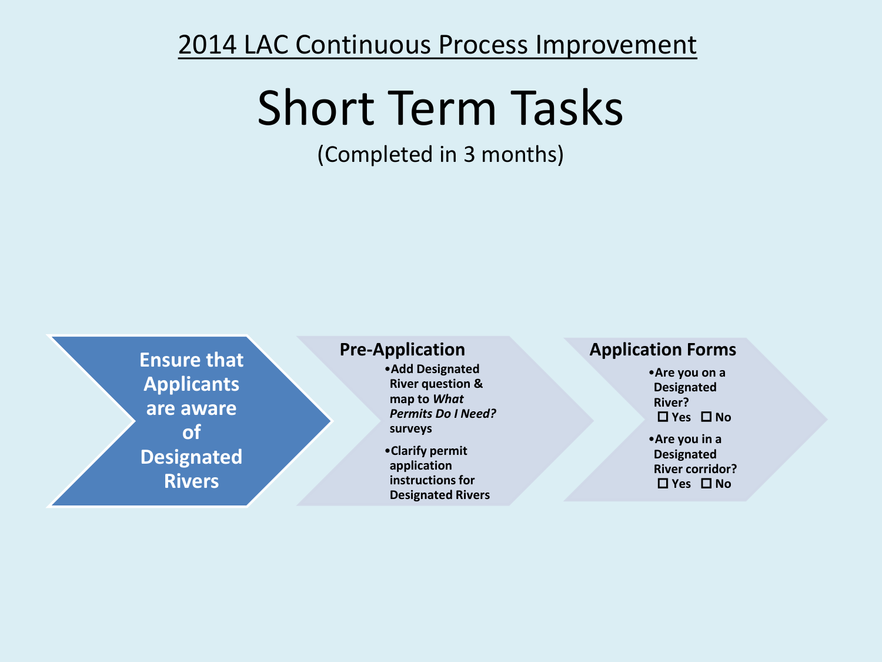2014 LAC Continuous Process Improvement

# Short Term Tasks

(Completed in 3 months)

**Ensure that Applicants are aware of Designated Rivers**

**Pre-Application**

- **Add Designated River question & map to *What Permits Do I Need?* surveys**
- **Clarify permit application instructions for Designated Rivers**

**Application Forms**

- **Are you on a Designated River?**
  **☐ Yes ☐ No**
- **Are you in a Designated River corridor?**
  **☐ Yes ☐ No**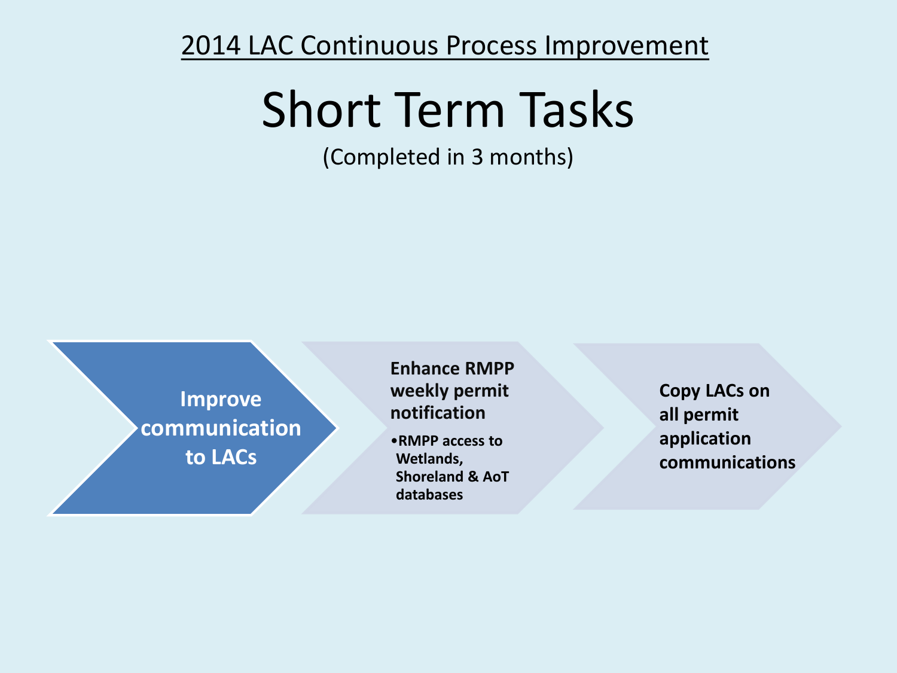2014 LAC Continuous Process Improvement

# Short Term Tasks

(Completed in 3 months)

**Improve communication to LACs**

**Enhance RMPP weekly permit notification**

- **RMPP access to Wetlands, Shoreland & AoT databases**

**Copy LACs on all permit application communications**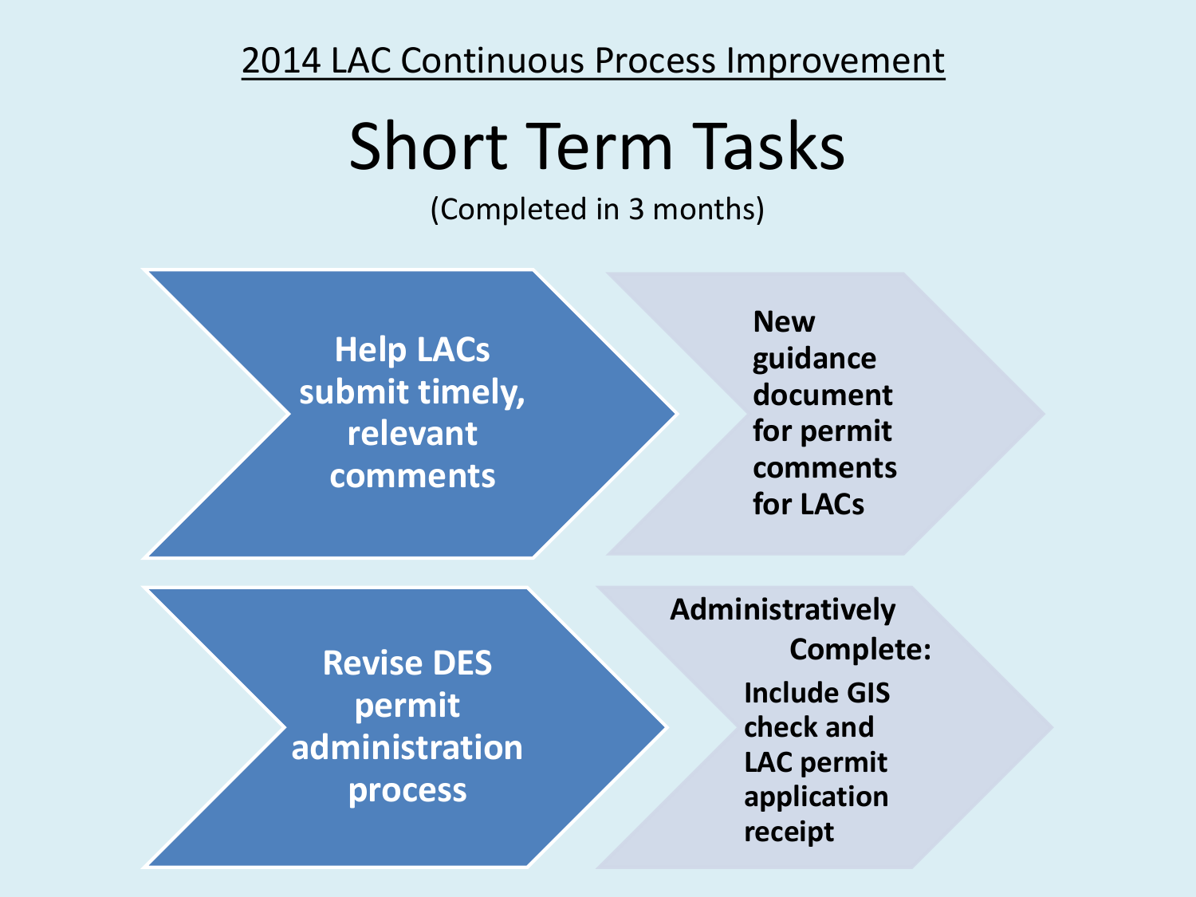2014 LAC Continuous Process Improvement

# Short Term Tasks

(Completed in 3 months)

**Help LACs submit timely, relevant comments**

**New guidance document for permit comments for LACs**

**Revise DES permit administration process**

**Administratively Complete:**

**Include GIS check and LAC permit application receipt**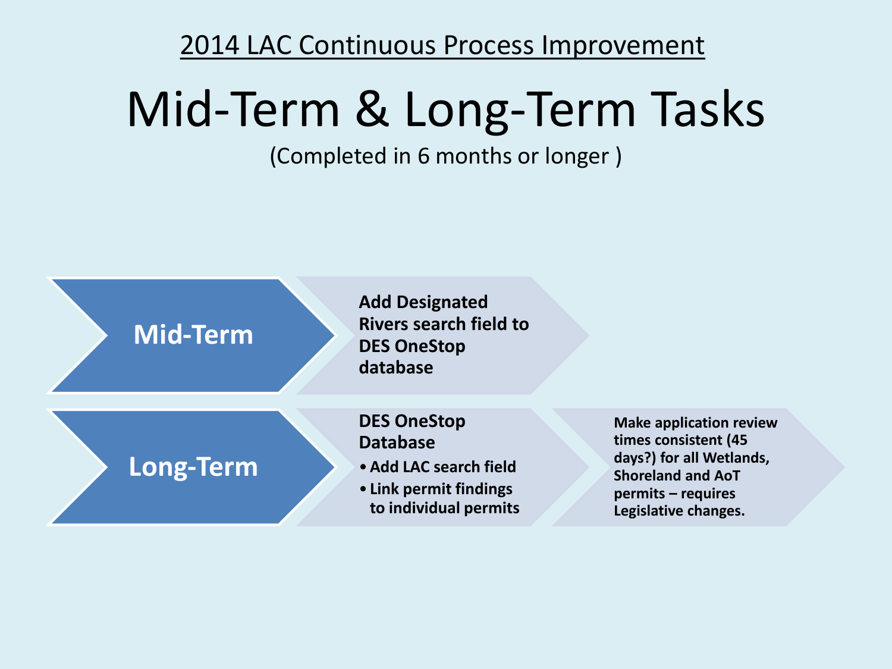2014 LAC Continuous Process Improvement

# Mid-Term & Long-Term Tasks

(Completed in 6 months or longer )

**Mid-Term**

**Add Designated Rivers search field to DES OneStop database**

**Long-Term**

**DES OneStop Database**

- **Add LAC search field**
- **Link permit findings to individual permits**

**Make application review times consistent (45 days?) for all Wetlands, Shoreland and AoT permits – requires Legislative changes.**